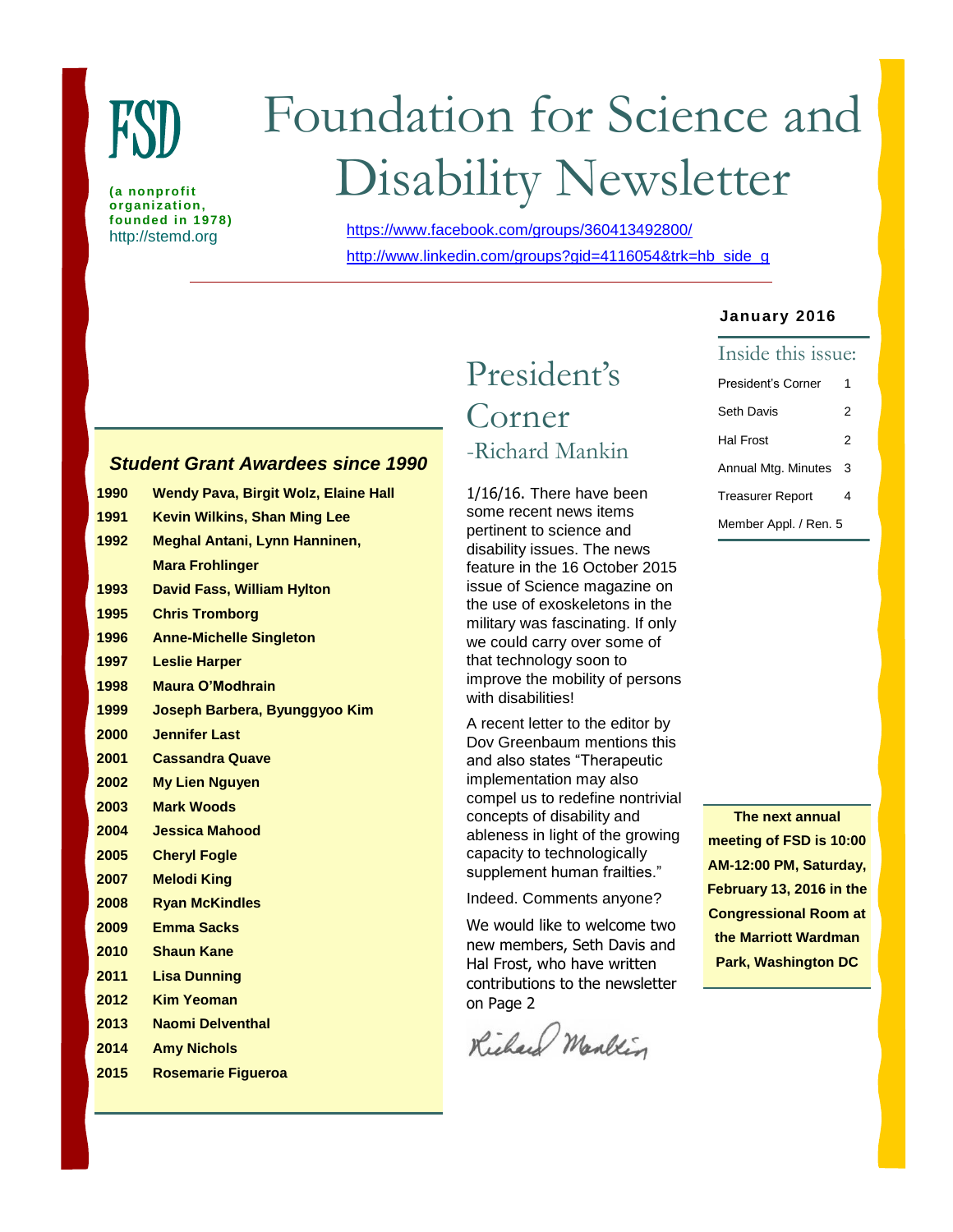FSD

**(a nonprofit organization, founded in 1978)**
http://stemd.org

# Foundation for Science and Disability Newsletter

https://www.facebook.com/groups/360413492800/
http://www.linkedin.com/groups?gid=4116054&trk=hb_side_g

**January 2016**

## Inside this issue:

| | |
|---|---|
| President's Corner | 1 |
| Seth Davis | 2 |
| Hal Frost | 2 |
| Annual Mtg. Minutes | 3 |
| Treasurer Report | 4 |
| Member Appl. / Ren. | 5 |

## President's Corner

-Richard Mankin

1/16/16. There have been some recent news items pertinent to science and disability issues. The news feature in the 16 October 2015 issue of Science magazine on the use of exoskeletons in the military was fascinating. If only we could carry over some of that technology soon to improve the mobility of persons with disabilities!

A recent letter to the editor by Dov Greenbaum mentions this and also states "Therapeutic implementation may also compel us to redefine nontrivial concepts of disability and ableness in light of the growing capacity to technologically supplement human frailties."

Indeed. Comments anyone?

We would like to welcome two new members, Seth Davis and Hal Frost, who have written contributions to the newsletter on Page 2

Richard Mankin

### *Student Grant Awardees since 1990*

| Year | Awardees |
|---|---|
| **1990** | **Wendy Pava, Birgit Wolz, Elaine Hall** |
| **1991** | **Kevin Wilkins, Shan Ming Lee** |
| **1992** | **Meghal Antani, Lynn Hanninen, Mara Frohlinger** |
| **1993** | **David Fass, William Hylton** |
| **1995** | **Chris Tromborg** |
| **1996** | **Anne-Michelle Singleton** |
| **1997** | **Leslie Harper** |
| **1998** | **Maura O'Modhrain** |
| **1999** | **Joseph Barbera, Byunggyoo Kim** |
| **2000** | **Jennifer Last** |
| **2001** | **Cassandra Quave** |
| **2002** | **My Lien Nguyen** |
| **2003** | **Mark Woods** |
| **2004** | **Jessica Mahood** |
| **2005** | **Cheryl Fogle** |
| **2007** | **Melodi King** |
| **2008** | **Ryan McKindles** |
| **2009** | **Emma Sacks** |
| **2010** | **Shaun Kane** |
| **2011** | **Lisa Dunning** |
| **2012** | **Kim Yeoman** |
| **2013** | **Naomi Delventhal** |
| **2014** | **Amy Nichols** |
| **2015** | **Rosemarie Figueroa** |

**The next annual meeting of FSD is 10:00 AM-12:00 PM, Saturday, February 13, 2016 in the Congressional Room at the Marriott Wardman Park, Washington DC**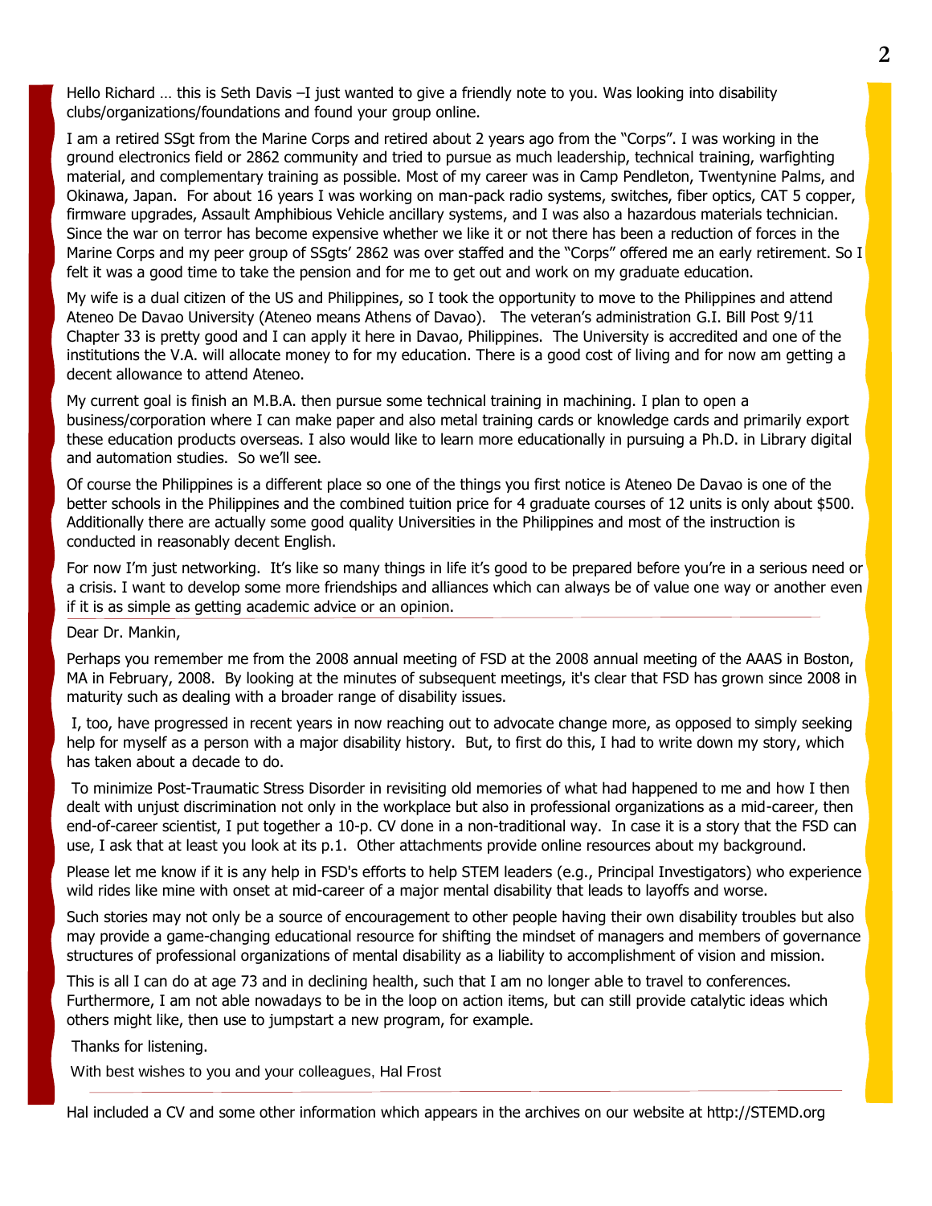Hello Richard … this is Seth Davis –I just wanted to give a friendly note to you. Was looking into disability clubs/organizations/foundations and found your group online.

I am a retired SSgt from the Marine Corps and retired about 2 years ago from the "Corps". I was working in the ground electronics field or 2862 community and tried to pursue as much leadership, technical training, warfighting material, and complementary training as possible. Most of my career was in Camp Pendleton, Twentynine Palms, and Okinawa, Japan. For about 16 years I was working on man-pack radio systems, switches, fiber optics, CAT 5 copper, firmware upgrades, Assault Amphibious Vehicle ancillary systems, and I was also a hazardous materials technician. Since the war on terror has become expensive whether we like it or not there has been a reduction of forces in the Marine Corps and my peer group of SSgts' 2862 was over staffed and the "Corps" offered me an early retirement. So I felt it was a good time to take the pension and for me to get out and work on my graduate education.

My wife is a dual citizen of the US and Philippines, so I took the opportunity to move to the Philippines and attend Ateneo De Davao University (Ateneo means Athens of Davao). The veteran's administration G.I. Bill Post 9/11 Chapter 33 is pretty good and I can apply it here in Davao, Philippines. The University is accredited and one of the institutions the V.A. will allocate money to for my education. There is a good cost of living and for now am getting a decent allowance to attend Ateneo.

My current goal is finish an M.B.A. then pursue some technical training in machining. I plan to open a business/corporation where I can make paper and also metal training cards or knowledge cards and primarily export these education products overseas. I also would like to learn more educationally in pursuing a Ph.D. in Library digital and automation studies. So we'll see.

Of course the Philippines is a different place so one of the things you first notice is Ateneo De Davao is one of the better schools in the Philippines and the combined tuition price for 4 graduate courses of 12 units is only about $500. Additionally there are actually some good quality Universities in the Philippines and most of the instruction is conducted in reasonably decent English.

For now I'm just networking. It's like so many things in life it's good to be prepared before you're in a serious need or a crisis. I want to develop some more friendships and alliances which can always be of value one way or another even if it is as simple as getting academic advice or an opinion.

---

Dear Dr. Mankin,

Perhaps you remember me from the 2008 annual meeting of FSD at the 2008 annual meeting of the AAAS in Boston, MA in February, 2008. By looking at the minutes of subsequent meetings, it's clear that FSD has grown since 2008 in maturity such as dealing with a broader range of disability issues.

I, too, have progressed in recent years in now reaching out to advocate change more, as opposed to simply seeking help for myself as a person with a major disability history. But, to first do this, I had to write down my story, which has taken about a decade to do.

To minimize Post-Traumatic Stress Disorder in revisiting old memories of what had happened to me and how I then dealt with unjust discrimination not only in the workplace but also in professional organizations as a mid-career, then end-of-career scientist, I put together a 10-p. CV done in a non-traditional way. In case it is a story that the FSD can use, I ask that at least you look at its p.1. Other attachments provide online resources about my background.

Please let me know if it is any help in FSD's efforts to help STEM leaders (e.g., Principal Investigators) who experience wild rides like mine with onset at mid-career of a major mental disability that leads to layoffs and worse.

Such stories may not only be a source of encouragement to other people having their own disability troubles but also may provide a game-changing educational resource for shifting the mindset of managers and members of governance structures of professional organizations of mental disability as a liability to accomplishment of vision and mission.

This is all I can do at age 73 and in declining health, such that I am no longer able to travel to conferences. Furthermore, I am not able nowadays to be in the loop on action items, but can still provide catalytic ideas which others might like, then use to jumpstart a new program, for example.

Thanks for listening.

With best wishes to you and your colleagues, Hal Frost

---

Hal included a CV and some other information which appears in the archives on our website at http://STEMD.org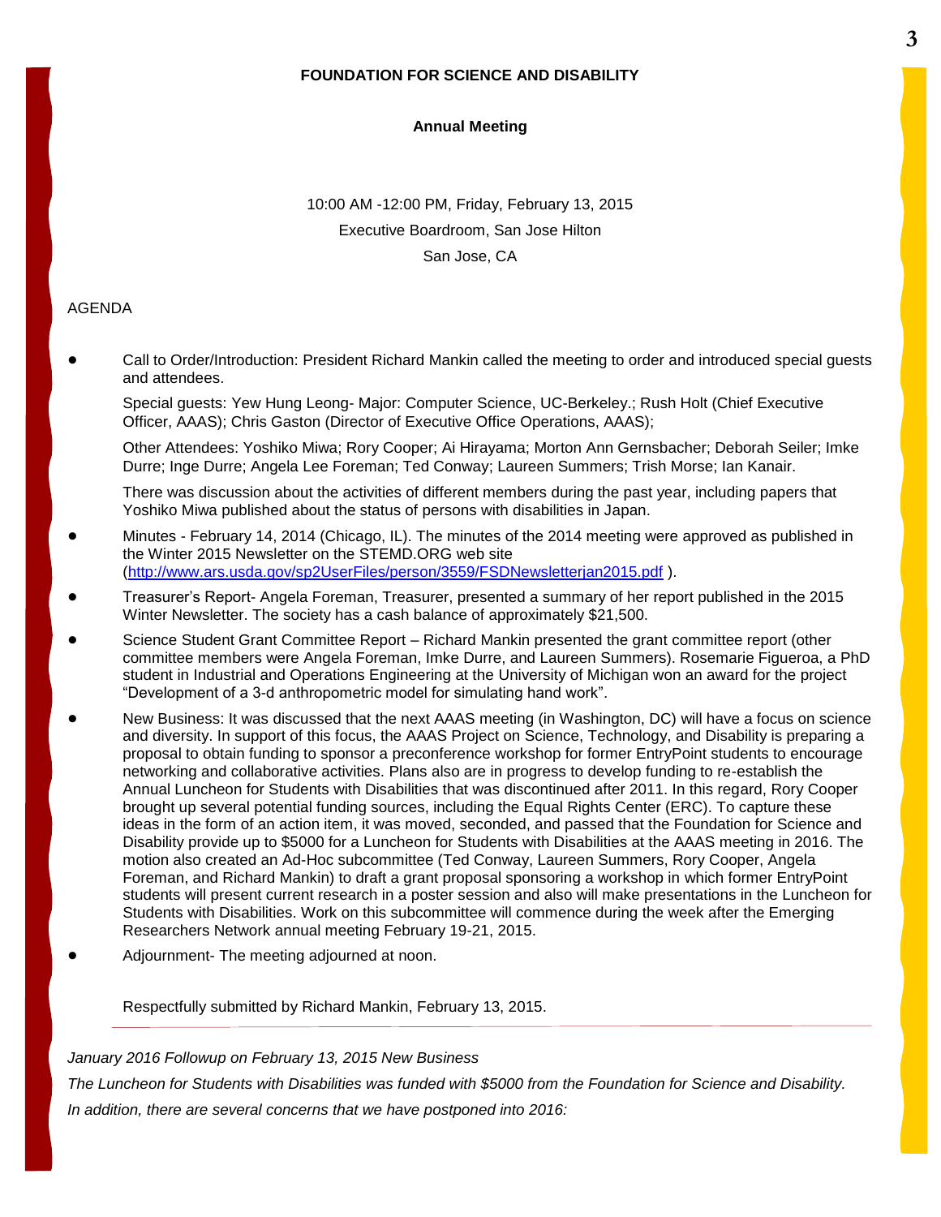**FOUNDATION FOR SCIENCE AND DISABILITY**

**Annual Meeting**

10:00 AM -12:00 PM, Friday, February 13, 2015

Executive Boardroom, San Jose Hilton

San Jose, CA

AGENDA

- Call to Order/Introduction: President Richard Mankin called the meeting to order and introduced special guests and attendees.

  Special guests: Yew Hung Leong- Major: Computer Science, UC-Berkeley.; Rush Holt (Chief Executive Officer, AAAS); Chris Gaston (Director of Executive Office Operations, AAAS);

  Other Attendees: Yoshiko Miwa; Rory Cooper; Ai Hirayama; Morton Ann Gernsbacher; Deborah Seiler; Imke Durre; Inge Durre; Angela Lee Foreman; Ted Conway; Laureen Summers; Trish Morse; Ian Kanair.

  There was discussion about the activities of different members during the past year, including papers that Yoshiko Miwa published about the status of persons with disabilities in Japan.

- Minutes - February 14, 2014 (Chicago, IL). The minutes of the 2014 meeting were approved as published in the Winter 2015 Newsletter on the STEMD.ORG web site ([http://www.ars.usda.gov/sp2UserFiles/person/3559/FSDNewsletterjan2015.pdf](http://www.ars.usda.gov/sp2UserFiles/person/3559/FSDNewsletterjan2015.pdf) ).

- Treasurer's Report- Angela Foreman, Treasurer, presented a summary of her report published in the 2015 Winter Newsletter. The society has a cash balance of approximately $21,500.

- Science Student Grant Committee Report – Richard Mankin presented the grant committee report (other committee members were Angela Foreman, Imke Durre, and Laureen Summers). Rosemarie Figueroa, a PhD student in Industrial and Operations Engineering at the University of Michigan won an award for the project "Development of a 3-d anthropometric model for simulating hand work".

- New Business: It was discussed that the next AAAS meeting (in Washington, DC) will have a focus on science and diversity. In support of this focus, the AAAS Project on Science, Technology, and Disability is preparing a proposal to obtain funding to sponsor a preconference workshop for former EntryPoint students to encourage networking and collaborative activities. Plans also are in progress to develop funding to re-establish the Annual Luncheon for Students with Disabilities that was discontinued after 2011. In this regard, Rory Cooper brought up several potential funding sources, including the Equal Rights Center (ERC). To capture these ideas in the form of an action item, it was moved, seconded, and passed that the Foundation for Science and Disability provide up to $5000 for a Luncheon for Students with Disabilities at the AAAS meeting in 2016. The motion also created an Ad-Hoc subcommittee (Ted Conway, Laureen Summers, Rory Cooper, Angela Foreman, and Richard Mankin) to draft a grant proposal sponsoring a workshop in which former EntryPoint students will present current research in a poster session and also will make presentations in the Luncheon for Students with Disabilities. Work on this subcommittee will commence during the week after the Emerging Researchers Network annual meeting February 19-21, 2015.

- Adjournment- The meeting adjourned at noon.

Respectfully submitted by Richard Mankin, February 13, 2015.

---

*January 2016 Followup on February 13, 2015 New Business*

*The Luncheon for Students with Disabilities was funded with $5000 from the Foundation for Science and Disability.*

*In addition, there are several concerns that we have postponed into 2016:*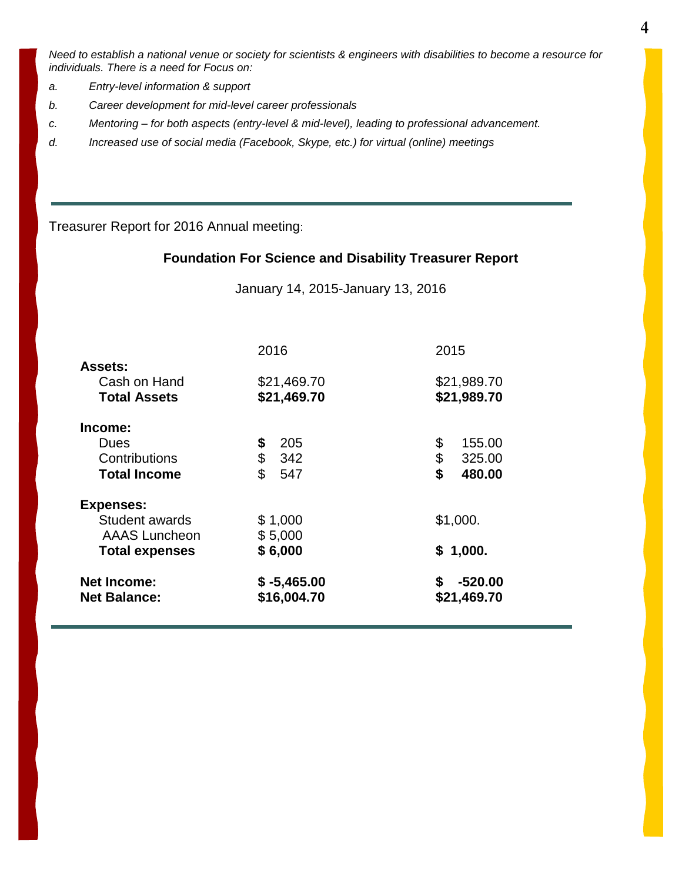*Need to establish a national venue or society for scientists & engineers with disabilities to become a resource for individuals. There is a need for Focus on:*

- *a. Entry-level information & support*
- *b. Career development for mid-level career professionals*
- *c. Mentoring – for both aspects (entry-level & mid-level), leading to professional advancement.*
- *d. Increased use of social media (Facebook, Skype, etc.) for virtual (online) meetings*

---

Treasurer Report for 2016 Annual meeting:

**Foundation For Science and Disability Treasurer Report**

January 14, 2015-January 13, 2016

| | 2016 | 2015 |
|---|---|---|
| **Assets:** | | |
| Cash on Hand | $21,469.70 | $21,989.70 |
| **Total Assets** | **$21,469.70** | **$21,989.70** |
| **Income:** | | |
| Dues | **$** 205 | $ 155.00 |
| Contributions | $ 342 | $ 325.00 |
| **Total Income** | $ 547 | **$ 480.00** |
| **Expenses:** | | |
| Student awards | $ 1,000 | $1,000. |
| AAAS Luncheon | $ 5,000 | |
| **Total expenses** | **$ 6,000** | **$ 1,000.** |
| **Net Income:** | **$ -5,465.00** | **$ -520.00** |
| **Net Balance:** | **$16,004.70** | **$21,469.70** |

---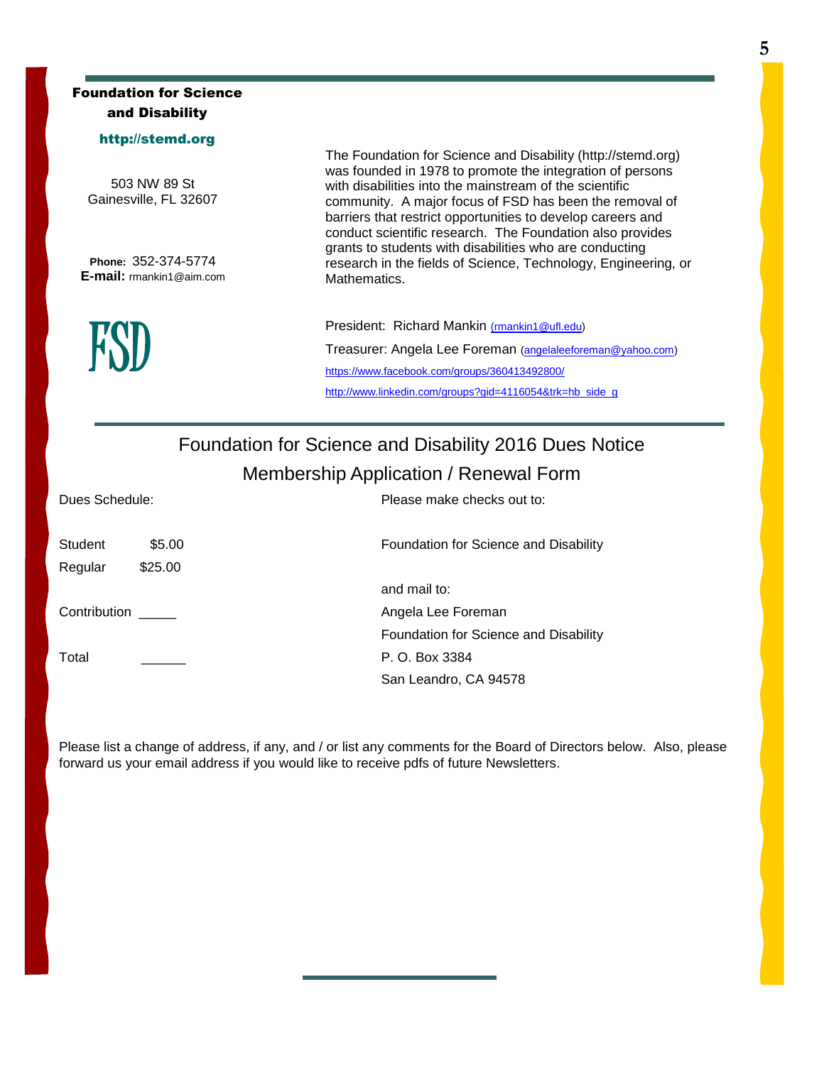**Foundation for Science and Disability**

**http://stemd.org**

503 NW 89 St
Gainesville, FL 32607

**Phone:** 352-374-5774
**E-mail:** rmankin1@aim.com

FSD

The Foundation for Science and Disability (http://stemd.org) was founded in 1978 to promote the integration of persons with disabilities into the mainstream of the scientific community. A major focus of FSD has been the removal of barriers that restrict opportunities to develop careers and conduct scientific research. The Foundation also provides grants to students with disabilities who are conducting research in the fields of Science, Technology, Engineering, or Mathematics.

President: Richard Mankin (rmankin1@ufl.edu)

Treasurer: Angela Lee Foreman (angelaleeforeman@yahoo.com)

https://www.facebook.com/groups/360413492800/

http://www.linkedin.com/groups?gid=4116054&trk=hb_side_g

## Foundation for Science and Disability 2016 Dues Notice

## Membership Application / Renewal Form

Dues Schedule:

Student $5.00

Regular $25.00

Contribution _____

Total ______

Please make checks out to:

Foundation for Science and Disability

and mail to:

Angela Lee Foreman
Foundation for Science and Disability
P. O. Box 3384
San Leandro, CA 94578

Please list a change of address, if any, and / or list any comments for the Board of Directors below. Also, please forward us your email address if you would like to receive pdfs of future Newsletters.